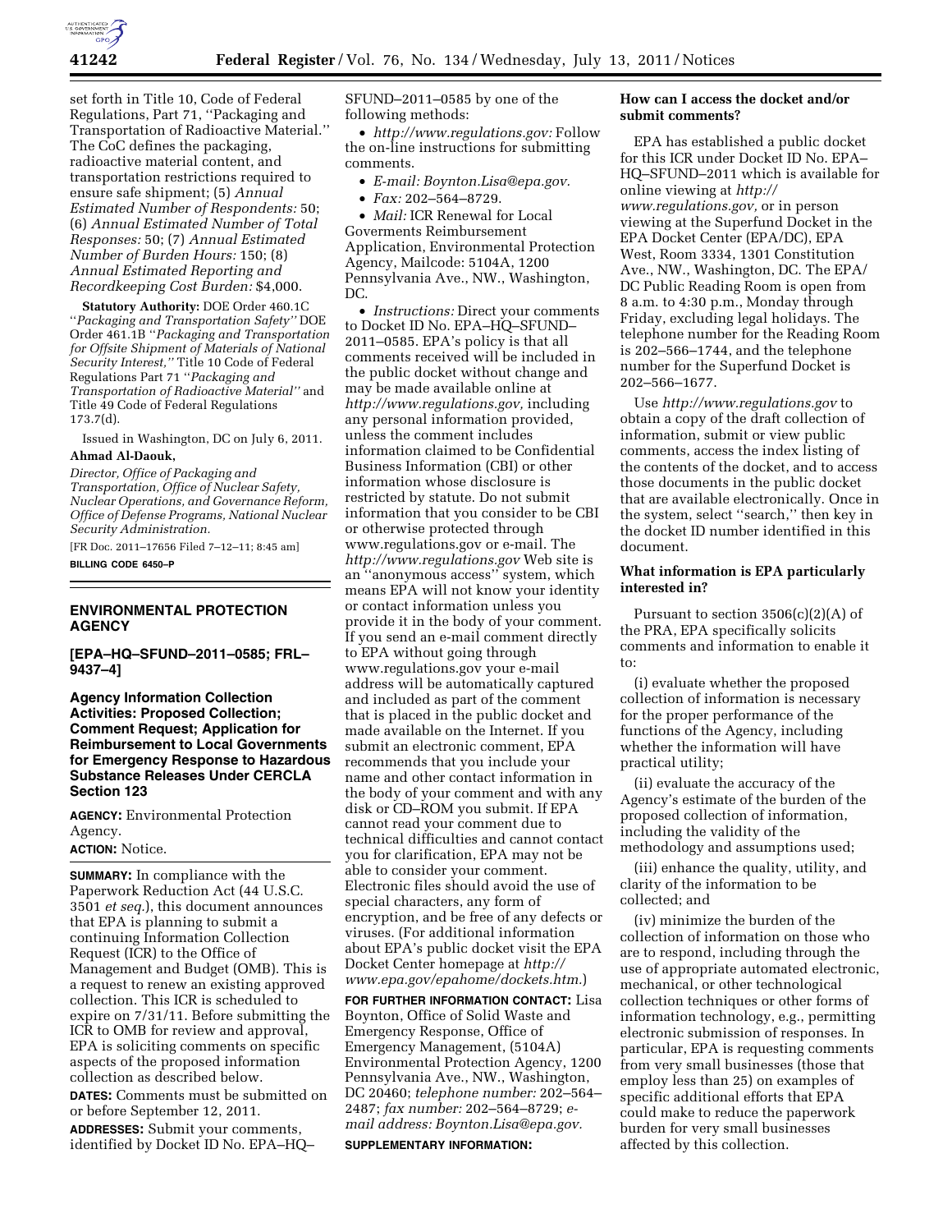set forth in Title 10, Code of Federal Regulations, Part 71, ''Packaging and Transportation of Radioactive Material.'' The CoC defines the packaging, radioactive material content, and transportation restrictions required to ensure safe shipment; (5) *Annual Estimated Number of Respondents:* 50; (6) *Annual Estimated Number of Total Responses:* 50; (7) *Annual Estimated Number of Burden Hours:* 150; (8) *Annual Estimated Reporting and Recordkeeping Cost Burden:* $4,000.

**Statutory Authority:** DOE Order 460.1C ''*Packaging and Transportation Safety''* DOE Order 461.1B ''*Packaging and Transportation for Offsite Shipment of Materials of National Security Interest,''* Title 10 Code of Federal Regulations Part 71 ''*Packaging and Transportation of Radioactive Material''* and Title 49 Code of Federal Regulations 173.7(d).

Issued in Washington, DC on July 6, 2011.

**Ahmad Al-Daouk,**

*Director, Office of Packaging and Transportation, Office of Nuclear Safety, Nuclear Operations, and Governance Reform, Office of Defense Programs, National Nuclear Security Administration.*

[FR Doc. 2011–17656 Filed 7–12–11; 8:45 am]

**BILLING CODE 6450–P**

## ENVIRONMENTAL PROTECTION AGENCY

**[EPA–HQ–SFUND–2011–0585; FRL–9437–4]**

### Agency Information Collection Activities: Proposed Collection; Comment Request; Application for Reimbursement to Local Governments for Emergency Response to Hazardous Substance Releases Under CERCLA Section 123

**AGENCY:** Environmental Protection Agency.

**ACTION:** Notice.

**SUMMARY:** In compliance with the Paperwork Reduction Act (44 U.S.C. 3501 *et seq.*), this document announces that EPA is planning to submit a continuing Information Collection Request (ICR) to the Office of Management and Budget (OMB). This is a request to renew an existing approved collection. This ICR is scheduled to expire on 7/31/11. Before submitting the ICR to OMB for review and approval, EPA is soliciting comments on specific aspects of the proposed information collection as described below.

**DATES:** Comments must be submitted on or before September 12, 2011.

**ADDRESSES:** Submit your comments, identified by Docket ID No. EPA–HQ–SFUND–2011–0585 by one of the following methods:

- *http://www.regulations.gov:* Follow the on-line instructions for submitting comments.
- *E-mail: Boynton.Lisa@epa.gov.*
- *Fax:* 202–564–8729.
- *Mail:* ICR Renewal for Local Goverments Reimbursement Application, Environmental Protection Agency, Mailcode: 5104A, 1200 Pennsylvania Ave., NW., Washington, DC.
- *Instructions:* Direct your comments to Docket ID No. EPA–HQ–SFUND–2011–0585. EPA's policy is that all comments received will be included in the public docket without change and may be made available online at *http://www.regulations.gov,* including any personal information provided, unless the comment includes information claimed to be Confidential Business Information (CBI) or other information whose disclosure is restricted by statute. Do not submit information that you consider to be CBI or otherwise protected through www.regulations.gov or e-mail. The *http://www.regulations.gov* Web site is an ''anonymous access'' system, which means EPA will not know your identity or contact information unless you provide it in the body of your comment. If you send an e-mail comment directly to EPA without going through www.regulations.gov your e-mail address will be automatically captured and included as part of the comment that is placed in the public docket and made available on the Internet. If you submit an electronic comment, EPA recommends that you include your name and other contact information in the body of your comment and with any disk or CD–ROM you submit. If EPA cannot read your comment due to technical difficulties and cannot contact you for clarification, EPA may not be able to consider your comment. Electronic files should avoid the use of special characters, any form of encryption, and be free of any defects or viruses. (For additional information about EPA's public docket visit the EPA Docket Center homepage at *http://www.epa.gov/epahome/dockets.htm.*)

**FOR FURTHER INFORMATION CONTACT:** Lisa Boynton, Office of Solid Waste and Emergency Response, Office of Emergency Management, (5104A) Environmental Protection Agency, 1200 Pennsylvania Ave., NW., Washington, DC 20460; *telephone number:* 202–564–2487; *fax number:* 202–564–8729; *e-mail address: Boynton.Lisa@epa.gov.*

**SUPPLEMENTARY INFORMATION:**

**How can I access the docket and/or submit comments?**

EPA has established a public docket for this ICR under Docket ID No. EPA–HQ–SFUND–2011 which is available for online viewing at *http://www.regulations.gov,* or in person viewing at the Superfund Docket in the EPA Docket Center (EPA/DC), EPA West, Room 3334, 1301 Constitution Ave., NW., Washington, DC. The EPA/DC Public Reading Room is open from 8 a.m. to 4:30 p.m., Monday through Friday, excluding legal holidays. The telephone number for the Reading Room is 202–566–1744, and the telephone number for the Superfund Docket is 202–566–1677.

Use *http://www.regulations.gov* to obtain a copy of the draft collection of information, submit or view public comments, access the index listing of the contents of the docket, and to access those documents in the public docket that are available electronically. Once in the system, select ''search,'' then key in the docket ID number identified in this document.

**What information is EPA particularly interested in?**

Pursuant to section 3506(c)(2)(A) of the PRA, EPA specifically solicits comments and information to enable it to:

(i) evaluate whether the proposed collection of information is necessary for the proper performance of the functions of the Agency, including whether the information will have practical utility;

(ii) evaluate the accuracy of the Agency's estimate of the burden of the proposed collection of information, including the validity of the methodology and assumptions used;

(iii) enhance the quality, utility, and clarity of the information to be collected; and

(iv) minimize the burden of the collection of information on those who are to respond, including through the use of appropriate automated electronic, mechanical, or other technological collection techniques or other forms of information technology, e.g., permitting electronic submission of responses. In particular, EPA is requesting comments from very small businesses (those that employ less than 25) on examples of specific additional efforts that EPA could make to reduce the paperwork burden for very small businesses affected by this collection.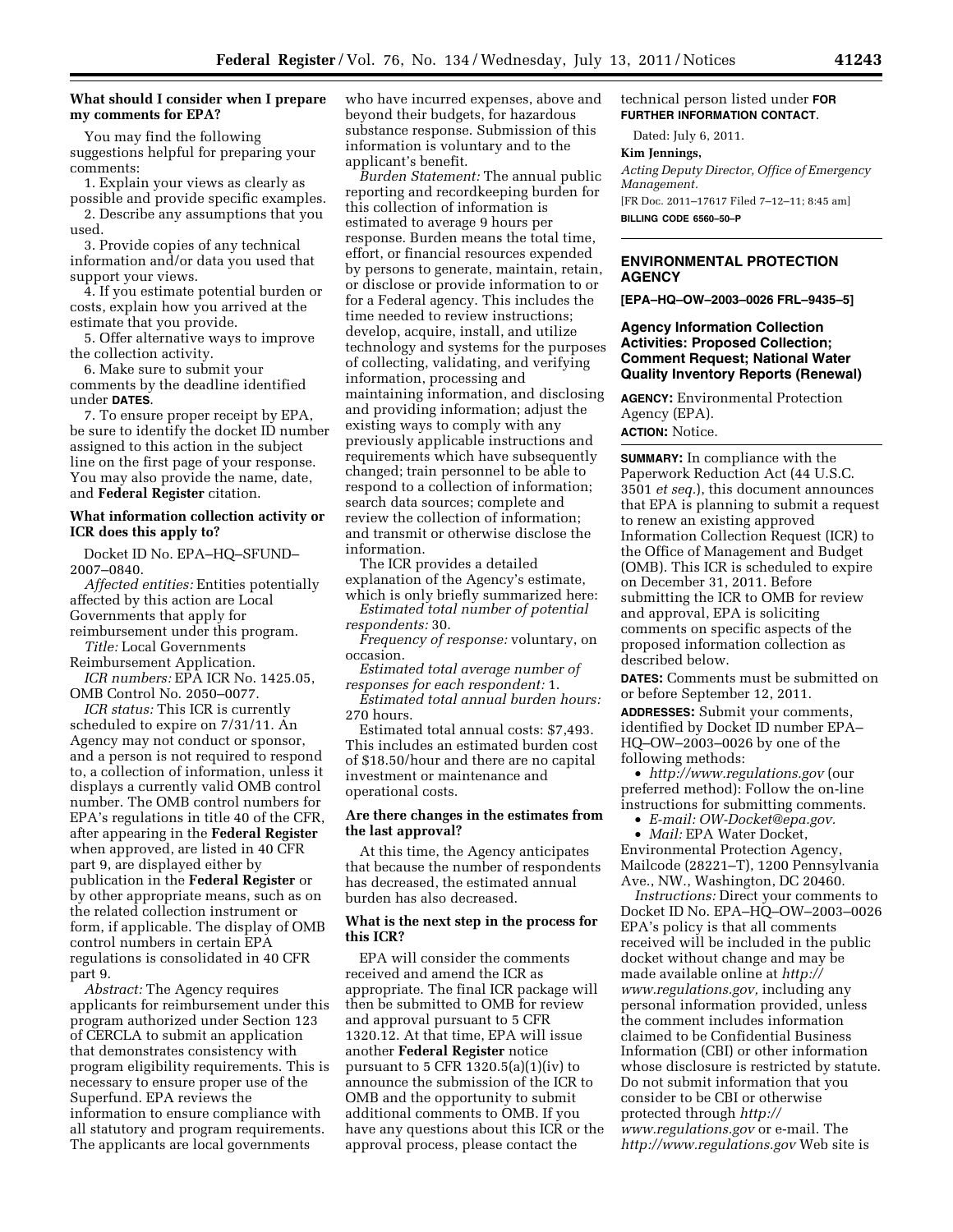### What should I consider when I prepare my comments for EPA?

You may find the following suggestions helpful for preparing your comments:

1. Explain your views as clearly as possible and provide specific examples.
2. Describe any assumptions that you used.
3. Provide copies of any technical information and/or data you used that support your views.
4. If you estimate potential burden or costs, explain how you arrived at the estimate that you provide.
5. Offer alternative ways to improve the collection activity.
6. Make sure to submit your comments by the deadline identified under **DATES**.
7. To ensure proper receipt by EPA, be sure to identify the docket ID number assigned to this action in the subject line on the first page of your response. You may also provide the name, date, and **Federal Register** citation.

### What information collection activity or ICR does this apply to?

Docket ID No. EPA–HQ–SFUND–2007–0840.

*Affected entities:* Entities potentially affected by this action are Local Governments that apply for reimbursement under this program.

*Title:* Local Governments Reimbursement Application.

*ICR numbers:* EPA ICR No. 1425.05, OMB Control No. 2050–0077.

*ICR status:* This ICR is currently scheduled to expire on 7/31/11. An Agency may not conduct or sponsor, and a person is not required to respond to, a collection of information, unless it displays a currently valid OMB control number. The OMB control numbers for EPA's regulations in title 40 of the CFR, after appearing in the **Federal Register** when approved, are listed in 40 CFR part 9, are displayed either by publication in the **Federal Register** or by other appropriate means, such as on the related collection instrument or form, if applicable. The display of OMB control numbers in certain EPA regulations is consolidated in 40 CFR part 9.

*Abstract:* The Agency requires applicants for reimbursement under this program authorized under Section 123 of CERCLA to submit an application that demonstrates consistency with program eligibility requirements. This is necessary to ensure proper use of the Superfund. EPA reviews the information to ensure compliance with all statutory and program requirements. The applicants are local governments who have incurred expenses, above and beyond their budgets, for hazardous substance response. Submission of this information is voluntary and to the applicant's benefit.

*Burden Statement:* The annual public reporting and recordkeeping burden for this collection of information is estimated to average 9 hours per response. Burden means the total time, effort, or financial resources expended by persons to generate, maintain, retain, or disclose or provide information to or for a Federal agency. This includes the time needed to review instructions; develop, acquire, install, and utilize technology and systems for the purposes of collecting, validating, and verifying information, processing and maintaining information, and disclosing and providing information; adjust the existing ways to comply with any previously applicable instructions and requirements which have subsequently changed; train personnel to be able to respond to a collection of information; search data sources; complete and review the collection of information; and transmit or otherwise disclose the information.

The ICR provides a detailed explanation of the Agency's estimate, which is only briefly summarized here:

*Estimated total number of potential respondents:* 30.

*Frequency of response:* voluntary, on occasion.

*Estimated total average number of responses for each respondent:* 1.

*Estimated total annual burden hours:* 270 hours.

Estimated total annual costs: $7,493. This includes an estimated burden cost of $18.50/hour and there are no capital investment or maintenance and operational costs.

### Are there changes in the estimates from the last approval?

At this time, the Agency anticipates that because the number of respondents has decreased, the estimated annual burden has also decreased.

### What is the next step in the process for this ICR?

EPA will consider the comments received and amend the ICR as appropriate. The final ICR package will then be submitted to OMB for review and approval pursuant to 5 CFR 1320.12. At that time, EPA will issue another **Federal Register** notice pursuant to 5 CFR 1320.5(a)(1)(iv) to announce the submission of the ICR to OMB and the opportunity to submit additional comments to OMB. If you have any questions about this ICR or the approval process, please contact the technical person listed under **FOR FURTHER INFORMATION CONTACT**.

Dated: July 6, 2011.

**Kim Jennings,**

*Acting Deputy Director, Office of Emergency Management.*

[FR Doc. 2011–17617 Filed 7–12–11; 8:45 am]

**BILLING CODE 6560–50–P**

---

## ENVIRONMENTAL PROTECTION AGENCY

**[EPA–HQ–OW–2003–0026 FRL–9435–5]**

### Agency Information Collection Activities: Proposed Collection; Comment Request; National Water Quality Inventory Reports (Renewal)

**AGENCY:** Environmental Protection Agency (EPA).

**ACTION:** Notice.

**SUMMARY:** In compliance with the Paperwork Reduction Act (44 U.S.C. 3501 *et seq.*), this document announces that EPA is planning to submit a request to renew an existing approved Information Collection Request (ICR) to the Office of Management and Budget (OMB). This ICR is scheduled to expire on December 31, 2011. Before submitting the ICR to OMB for review and approval, EPA is soliciting comments on specific aspects of the proposed information collection as described below.

**DATES:** Comments must be submitted on or before September 12, 2011.

**ADDRESSES:** Submit your comments, identified by Docket ID number EPA–HQ–OW–2003–0026 by one of the following methods:

- *http://www.regulations.gov* (our preferred method): Follow the on-line instructions for submitting comments.
- *E-mail: OW-Docket@epa.gov.*
- *Mail:* EPA Water Docket, Environmental Protection Agency, Mailcode (28221–T), 1200 Pennsylvania Ave., NW., Washington, DC 20460.

*Instructions:* Direct your comments to Docket ID No. EPA–HQ–OW–2003–0026 EPA's policy is that all comments received will be included in the public docket without change and may be made available online at *http://www.regulations.gov,* including any personal information provided, unless the comment includes information claimed to be Confidential Business Information (CBI) or other information whose disclosure is restricted by statute. Do not submit information that you consider to be CBI or otherwise protected through *http://www.regulations.gov* or e-mail. The *http://www.regulations.gov* Web site is